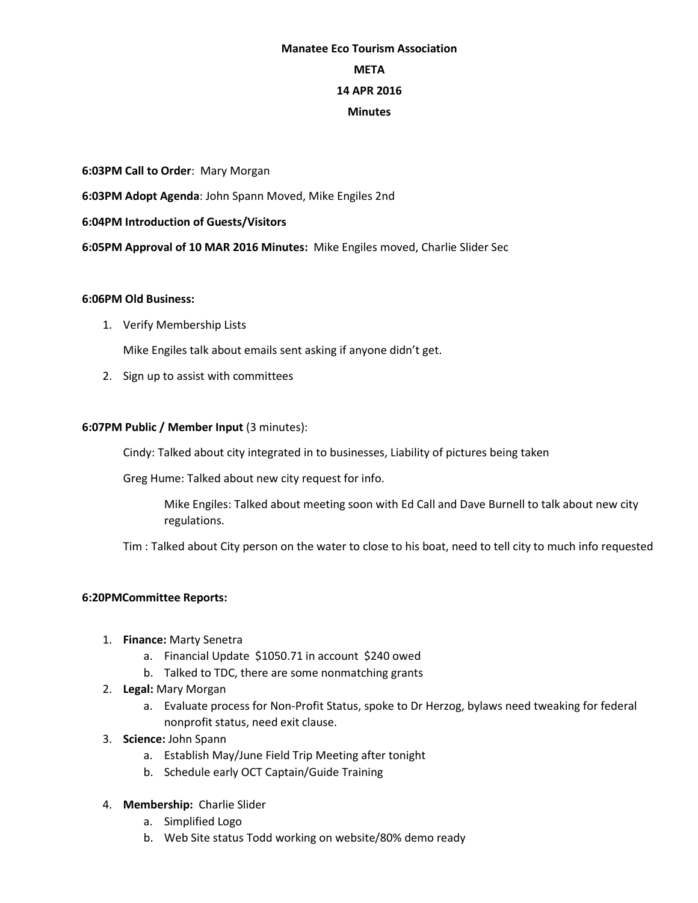**Manatee Eco Tourism Association**

**META**

**14 APR 2016**

**Minutes**

**6:03PM Call to Order**: Mary Morgan

**6:03PM Adopt Agenda**: John Spann Moved, Mike Engiles 2nd

**6:04PM Introduction of Guests/Visitors**

**6:05PM Approval of 10 MAR 2016 Minutes:** Mike Engiles moved, Charlie Slider Sec

**6:06PM Old Business:**

1. Verify Membership Lists

   Mike Engiles talk about emails sent asking if anyone didn't get.

2. Sign up to assist with committees

**6:07PM Public / Member Input** (3 minutes):

Cindy: Talked about city integrated in to businesses, Liability of pictures being taken

Greg Hume: Talked about new city request for info.

> Mike Engiles: Talked about meeting soon with Ed Call and Dave Burnell to talk about new city regulations.

Tim : Talked about City person on the water to close to his boat, need to tell city to much info requested

**6:20PMCommittee Reports:**

1. **Finance:** Marty Senetra
   a. Financial Update $1050.71 in account $240 owed
   b. Talked to TDC, there are some nonmatching grants
2. **Legal:** Mary Morgan
   a. Evaluate process for Non-Profit Status, spoke to Dr Herzog, bylaws need tweaking for federal nonprofit status, need exit clause.
3. **Science:** John Spann
   a. Establish May/June Field Trip Meeting after tonight
   b. Schedule early OCT Captain/Guide Training
4. **Membership:** Charlie Slider
   a. Simplified Logo
   b. Web Site status Todd working on website/80% demo ready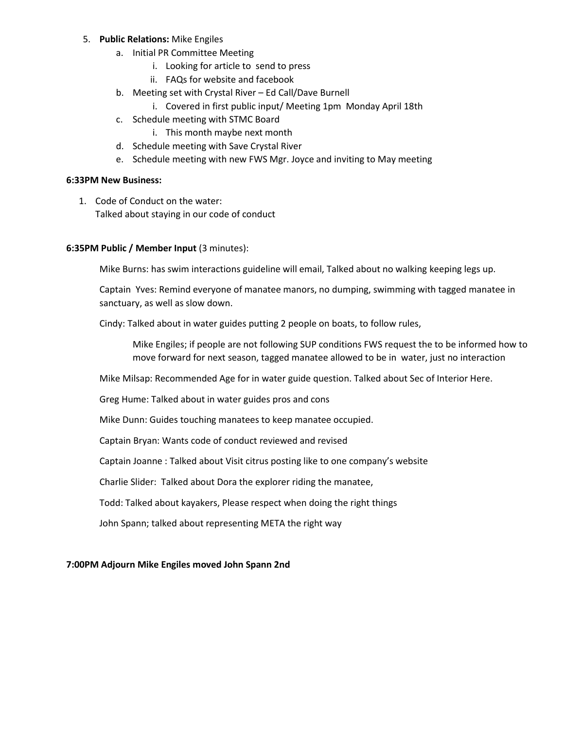5. **Public Relations:** Mike Engiles
    a. Initial PR Committee Meeting
        i. Looking for article to send to press
        ii. FAQs for website and facebook
    b. Meeting set with Crystal River – Ed Call/Dave Burnell
        i. Covered in first public input/ Meeting 1pm Monday April 18th
    c. Schedule meeting with STMC Board
        i. This month maybe next month
    d. Schedule meeting with Save Crystal River
    e. Schedule meeting with new FWS Mgr. Joyce and inviting to May meeting

**6:33PM New Business:**

1. Code of Conduct on the water:
   Talked about staying in our code of conduct

**6:35PM Public / Member Input** (3 minutes):

Mike Burns: has swim interactions guideline will email, Talked about no walking keeping legs up.

Captain Yves: Remind everyone of manatee manors, no dumping, swimming with tagged manatee in sanctuary, as well as slow down.

Cindy: Talked about in water guides putting 2 people on boats, to follow rules,

> Mike Engiles; if people are not following SUP conditions FWS request the to be informed how to move forward for next season, tagged manatee allowed to be in water, just no interaction

Mike Milsap: Recommended Age for in water guide question. Talked about Sec of Interior Here.

Greg Hume: Talked about in water guides pros and cons

Mike Dunn: Guides touching manatees to keep manatee occupied.

Captain Bryan: Wants code of conduct reviewed and revised

Captain Joanne : Talked about Visit citrus posting like to one company's website

Charlie Slider: Talked about Dora the explorer riding the manatee,

Todd: Talked about kayakers, Please respect when doing the right things

John Spann; talked about representing META the right way

**7:00PM Adjourn Mike Engiles moved John Spann 2nd**